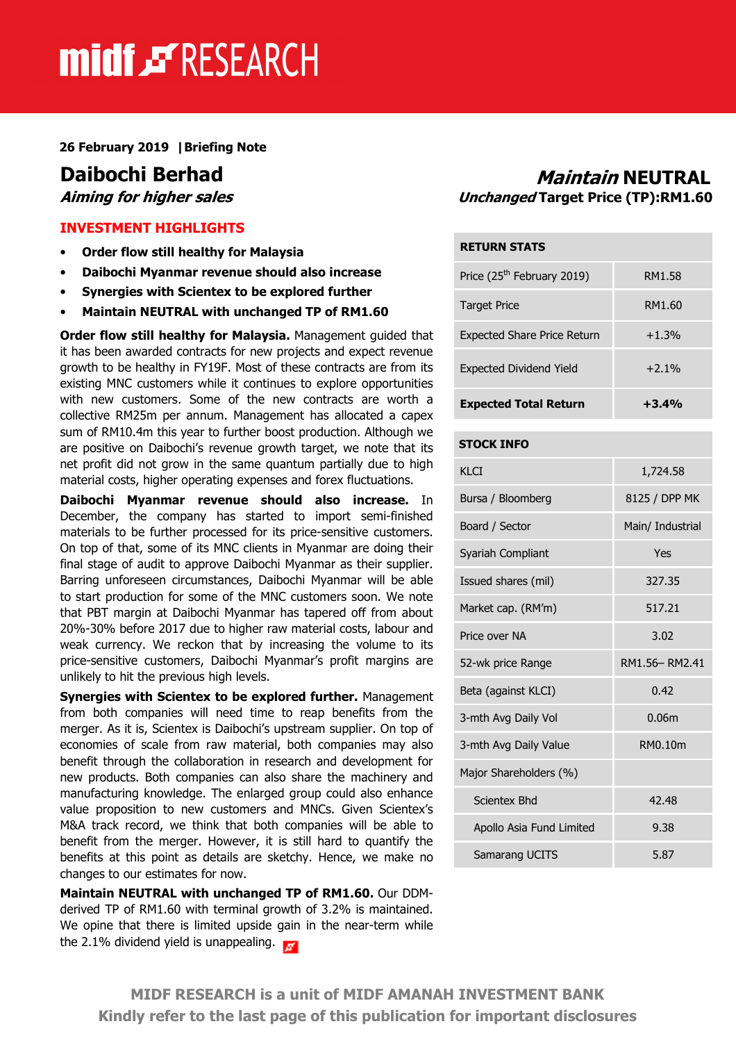midf RESEARCH

**26 February 2019 | Briefing Note**

# Daibochi Berhad

***Aiming for higher sales***

## ***Maintain* NEUTRAL**

***Unchanged* Target Price (TP):RM1.60**

## INVESTMENT HIGHLIGHTS

- **Order flow still healthy for Malaysia**
- **Daibochi Myanmar revenue should also increase**
- **Synergies with Scientex to be explored further**
- **Maintain NEUTRAL with unchanged TP of RM1.60**

**Order flow still healthy for Malaysia.** Management guided that it has been awarded contracts for new projects and expect revenue growth to be healthy in FY19F. Most of these contracts are from its existing MNC customers while it continues to explore opportunities with new customers. Some of the new contracts are worth a collective RM25m per annum. Management has allocated a capex sum of RM10.4m this year to further boost production. Although we are positive on Daibochi's revenue growth target, we note that its net profit did not grow in the same quantum partially due to high material costs, higher operating expenses and forex fluctuations.

**Daibochi Myanmar revenue should also increase.** In December, the company has started to import semi-finished materials to be further processed for its price-sensitive customers. On top of that, some of its MNC clients in Myanmar are doing their final stage of audit to approve Daibochi Myanmar as their supplier. Barring unforeseen circumstances, Daibochi Myanmar will be able to start production for some of the MNC customers soon. We note that PBT margin at Daibochi Myanmar has tapered off from about 20%-30% before 2017 due to higher raw material costs, labour and weak currency. We reckon that by increasing the volume to its price-sensitive customers, Daibochi Myanmar's profit margins are unlikely to hit the previous high levels.

**Synergies with Scientex to be explored further.** Management from both companies will need time to reap benefits from the merger. As it is, Scientex is Daibochi's upstream supplier. On top of economies of scale from raw material, both companies may also benefit through the collaboration in research and development for new products. Both companies can also share the machinery and manufacturing knowledge. The enlarged group could also enhance value proposition to new customers and MNCs. Given Scientex's M&A track record, we think that both companies will be able to benefit from the merger. However, it is still hard to quantify the benefits at this point as details are sketchy. Hence, we make no changes to our estimates for now.

**Maintain NEUTRAL with unchanged TP of RM1.60.** Our DDM-derived TP of RM1.60 with terminal growth of 3.2% is maintained. We opine that there is limited upside gain in the near-term while the 2.1% dividend yield is unappealing.

| RETURN STATS | |
|---|---|
| Price (25th February 2019) | RM1.58 |
| Target Price | RM1.60 |
| Expected Share Price Return | +1.3% |
| Expected Dividend Yield | +2.1% |
| **Expected Total Return** | **+3.4%** |

| STOCK INFO | |
|---|---|
| KLCI | 1,724.58 |
| Bursa / Bloomberg | 8125 / DPP MK |
| Board / Sector | Main/ Industrial |
| Syariah Compliant | Yes |
| Issued shares (mil) | 327.35 |
| Market cap. (RM'm) | 517.21 |
| Price over NA | 3.02 |
| 52-wk price Range | RM1.56– RM2.41 |
| Beta (against KLCI) | 0.42 |
| 3-mth Avg Daily Vol | 0.06m |
| 3-mth Avg Daily Value | RM0.10m |
| Major Shareholders (%) | |
| Scientex Bhd | 42.48 |
| Apollo Asia Fund Limited | 9.38 |
| Samarang UCITS | 5.87 |

**MIDF RESEARCH is a unit of MIDF AMANAH INVESTMENT BANK**
**Kindly refer to the last page of this publication for important disclosures**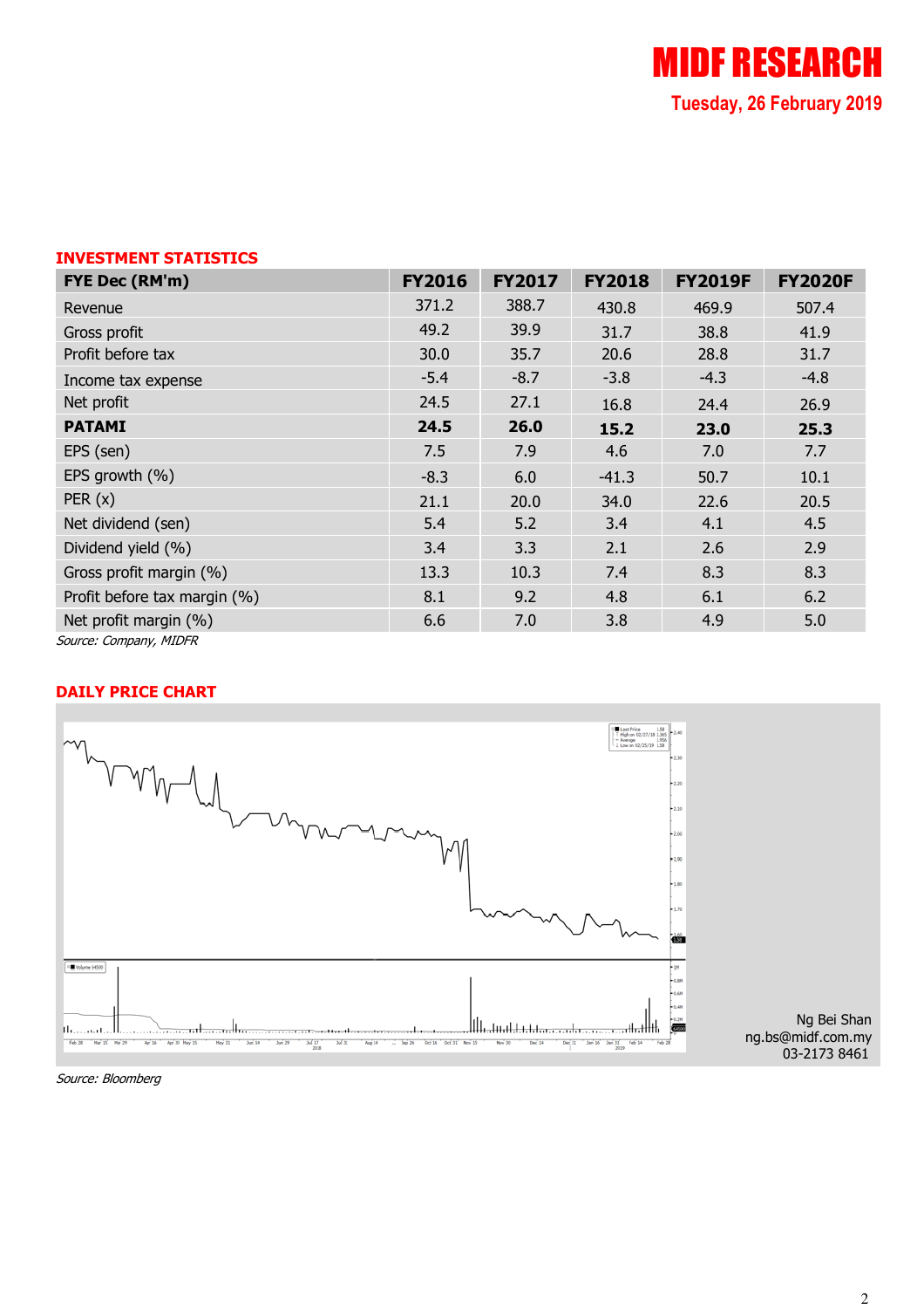## INVESTMENT STATISTICS

| FYE Dec (RM'm) | FY2016 | FY2017 | FY2018 | FY2019F | FY2020F |
|---|---|---|---|---|---|
| Revenue | 371.2 | 388.7 | 430.8 | 469.9 | 507.4 |
| Gross profit | 49.2 | 39.9 | 31.7 | 38.8 | 41.9 |
| Profit before tax | 30.0 | 35.7 | 20.6 | 28.8 | 31.7 |
| Income tax expense | -5.4 | -8.7 | -3.8 | -4.3 | -4.8 |
| Net profit | 24.5 | 27.1 | 16.8 | 24.4 | 26.9 |
| **PATAMI** | **24.5** | **26.0** | **15.2** | **23.0** | **25.3** |
| EPS (sen) | 7.5 | 7.9 | 4.6 | 7.0 | 7.7 |
| EPS growth (%) | -8.3 | 6.0 | -41.3 | 50.7 | 10.1 |
| PER (x) | 21.1 | 20.0 | 34.0 | 22.6 | 20.5 |
| Net dividend (sen) | 5.4 | 5.2 | 3.4 | 4.1 | 4.5 |
| Dividend yield (%) | 3.4 | 3.3 | 2.1 | 2.6 | 2.9 |
| Gross profit margin (%) | 13.3 | 10.3 | 7.4 | 8.3 | 8.3 |
| Profit before tax margin (%) | 8.1 | 9.2 | 4.8 | 6.1 | 6.2 |
| Net profit margin (%) | 6.6 | 7.0 | 3.8 | 4.9 | 5.0 |

*Source: Company, MIDFR*

## DAILY PRICE CHART

*Source: Bloomberg*

Ng Bei Shan
ng.bs@midf.com.my
03-2173 8461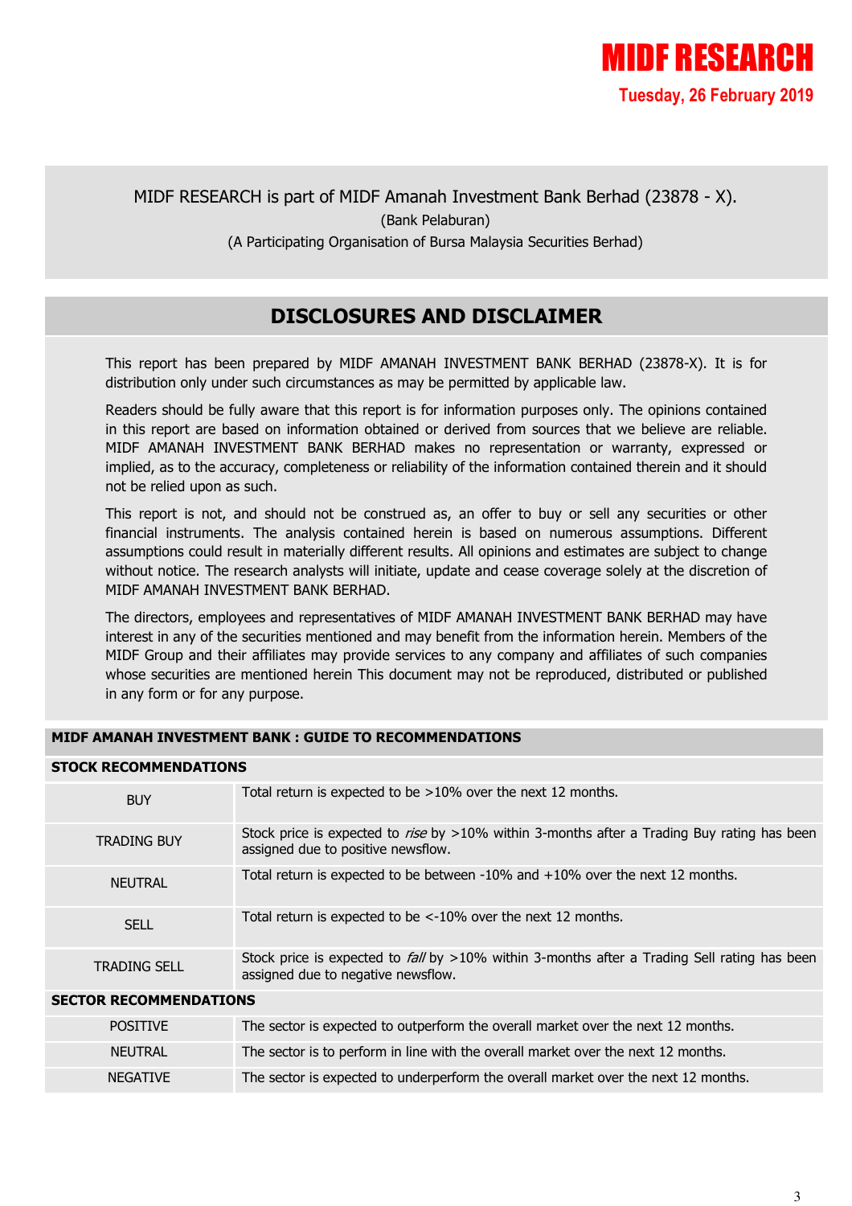**MIDF RESEARCH**

**Tuesday, 26 February 2019**

MIDF RESEARCH is part of MIDF Amanah Investment Bank Berhad (23878 - X).
(Bank Pelaburan)
(A Participating Organisation of Bursa Malaysia Securities Berhad)

## DISCLOSURES AND DISCLAIMER

This report has been prepared by MIDF AMANAH INVESTMENT BANK BERHAD (23878-X). It is for distribution only under such circumstances as may be permitted by applicable law.

Readers should be fully aware that this report is for information purposes only. The opinions contained in this report are based on information obtained or derived from sources that we believe are reliable. MIDF AMANAH INVESTMENT BANK BERHAD makes no representation or warranty, expressed or implied, as to the accuracy, completeness or reliability of the information contained therein and it should not be relied upon as such.

This report is not, and should not be construed as, an offer to buy or sell any securities or other financial instruments. The analysis contained herein is based on numerous assumptions. Different assumptions could result in materially different results. All opinions and estimates are subject to change without notice. The research analysts will initiate, update and cease coverage solely at the discretion of MIDF AMANAH INVESTMENT BANK BERHAD.

The directors, employees and representatives of MIDF AMANAH INVESTMENT BANK BERHAD may have interest in any of the securities mentioned and may benefit from the information herein. Members of the MIDF Group and their affiliates may provide services to any company and affiliates of such companies whose securities are mentioned herein This document may not be reproduced, distributed or published in any form or for any purpose.

| **MIDF AMANAH INVESTMENT BANK : GUIDE TO RECOMMENDATIONS** | |
|---|---|
| **STOCK RECOMMENDATIONS** | |
| BUY | Total return is expected to be >10% over the next 12 months. |
| TRADING BUY | Stock price is expected to *rise* by >10% within 3-months after a Trading Buy rating has been assigned due to positive newsflow. |
| NEUTRAL | Total return is expected to be between -10% and +10% over the next 12 months. |
| SELL | Total return is expected to be <-10% over the next 12 months. |
| TRADING SELL | Stock price is expected to *fall* by >10% within 3-months after a Trading Sell rating has been assigned due to negative newsflow. |
| **SECTOR RECOMMENDATIONS** | |
| POSITIVE | The sector is expected to outperform the overall market over the next 12 months. |
| NEUTRAL | The sector is to perform in line with the overall market over the next 12 months. |
| NEGATIVE | The sector is expected to underperform the overall market over the next 12 months. |